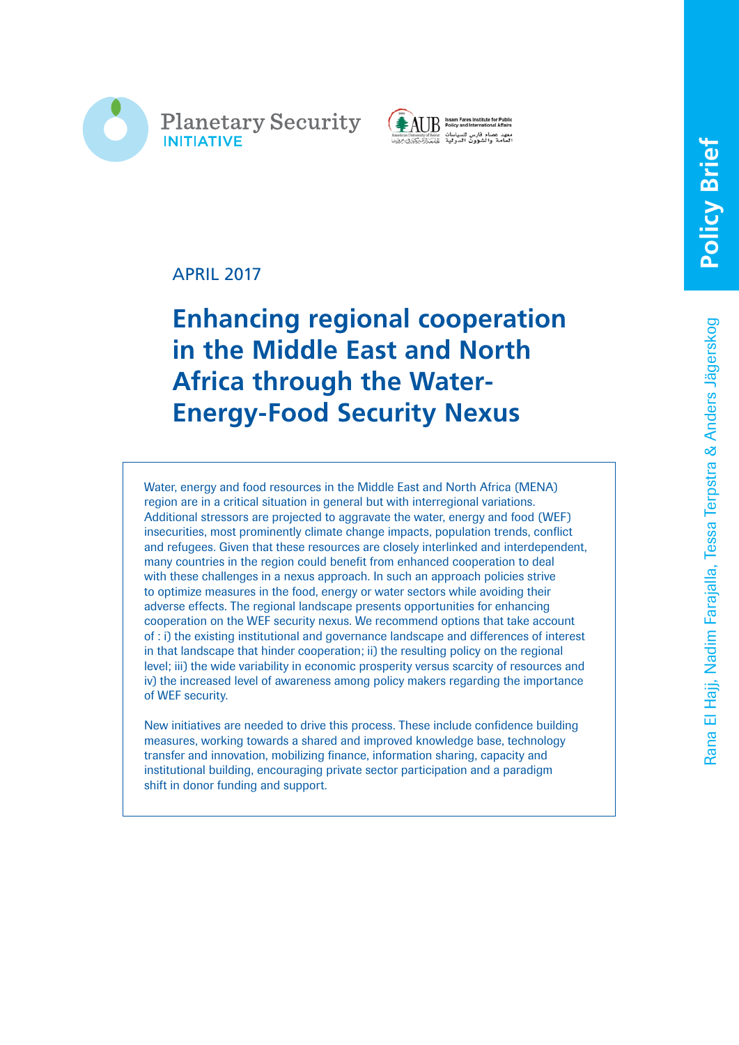Planetary Security INITIATIVE

Issam Fares Institute for Public Policy and International Affairs

معهد عصام فارس للسياسات العامة والشؤون الدولية

Policy Brief

APRIL 2017

# Enhancing regional cooperation in the Middle East and North Africa through the Water-Energy-Food Security Nexus

Rana El Hajj, Nadim Farajalla, Tessa Terpstra & Anders Jägerskog

Water, energy and food resources in the Middle East and North Africa (MENA) region are in a critical situation in general but with interregional variations. Additional stressors are projected to aggravate the water, energy and food (WEF) insecurities, most prominently climate change impacts, population trends, conflict and refugees. Given that these resources are closely interlinked and interdependent, many countries in the region could benefit from enhanced cooperation to deal with these challenges in a nexus approach. In such an approach policies strive to optimize measures in the food, energy or water sectors while avoiding their adverse effects. The regional landscape presents opportunities for enhancing cooperation on the WEF security nexus. We recommend options that take account of : i) the existing institutional and governance landscape and differences of interest in that landscape that hinder cooperation; ii) the resulting policy on the regional level; iii) the wide variability in economic prosperity versus scarcity of resources and iv) the increased level of awareness among policy makers regarding the importance of WEF security.

New initiatives are needed to drive this process. These include confidence building measures, working towards a shared and improved knowledge base, technology transfer and innovation, mobilizing finance, information sharing, capacity and institutional building, encouraging private sector participation and a paradigm shift in donor funding and support.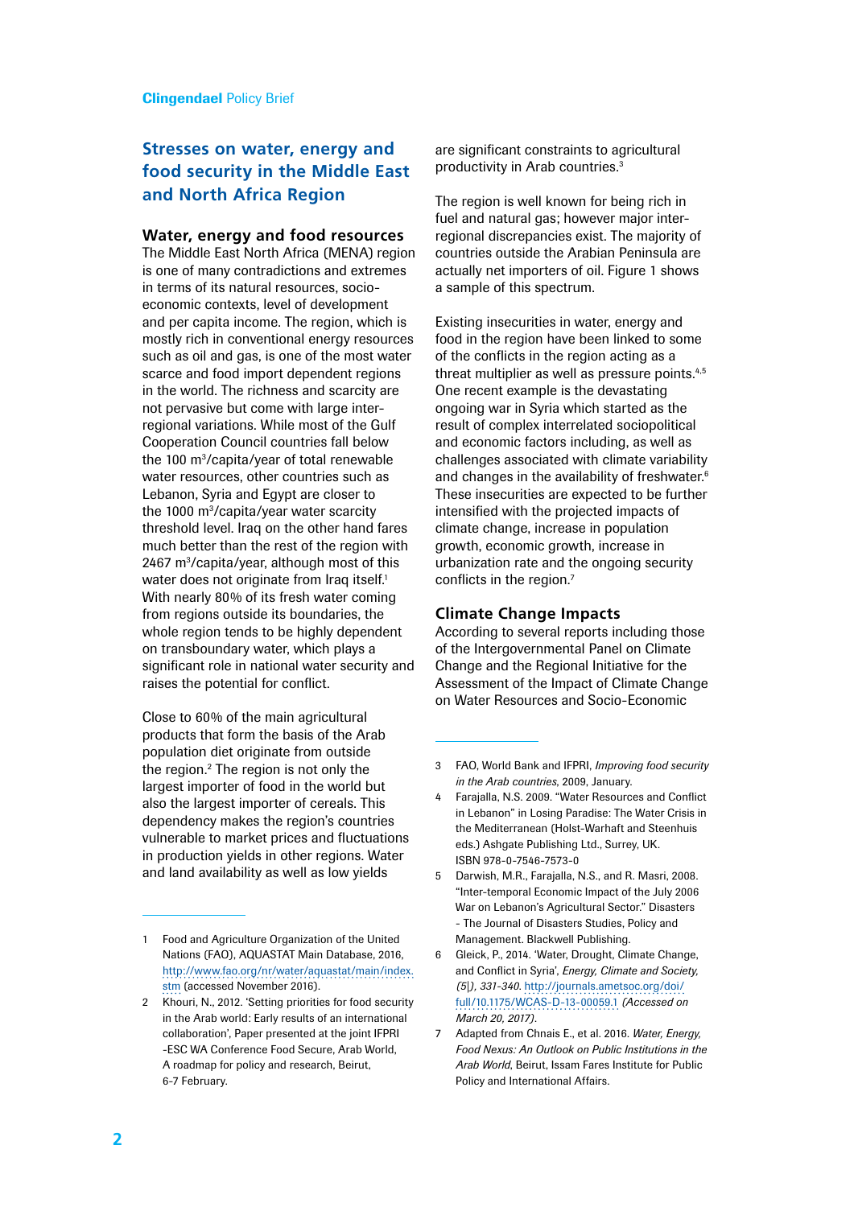## Stresses on water, energy and food security in the Middle East and North Africa Region

### Water, energy and food resources

The Middle East North Africa (MENA) region is one of many contradictions and extremes in terms of its natural resources, socio-economic contexts, level of development and per capita income. The region, which is mostly rich in conventional energy resources such as oil and gas, is one of the most water scarce and food import dependent regions in the world. The richness and scarcity are not pervasive but come with large inter-regional variations. While most of the Gulf Cooperation Council countries fall below the 100 $m^3$/capita/year of total renewable water resources, other countries such as Lebanon, Syria and Egypt are closer to the 1000 $m^3$/capita/year water scarcity threshold level. Iraq on the other hand fares much better than the rest of the region with 2467 $m^3$/capita/year, although most of this water does not originate from Iraq itself.[1] With nearly 80% of its fresh water coming from regions outside its boundaries, the whole region tends to be highly dependent on transboundary water, which plays a significant role in national water security and raises the potential for conflict.

Close to 60% of the main agricultural products that form the basis of the Arab population diet originate from outside the region.[2] The region is not only the largest importer of food in the world but also the largest importer of cereals. This dependency makes the region's countries vulnerable to market prices and fluctuations in production yields in other regions. Water and land availability as well as low yields are significant constraints to agricultural productivity in Arab countries.[3]

The region is well known for being rich in fuel and natural gas; however major inter-regional discrepancies exist. The majority of countries outside the Arabian Peninsula are actually net importers of oil. Figure 1 shows a sample of this spectrum.

Existing insecurities in water, energy and food in the region have been linked to some of the conflicts in the region acting as a threat multiplier as well as pressure points.[4,5] One recent example is the devastating ongoing war in Syria which started as the result of complex interrelated sociopolitical and economic factors including, as well as challenges associated with climate variability and changes in the availability of freshwater.[6] These insecurities are expected to be further intensified with the projected impacts of climate change, increase in population growth, economic growth, increase in urbanization rate and the ongoing security conflicts in the region.[7]

### Climate Change Impacts

According to several reports including those of the Intergovernmental Panel on Climate Change and the Regional Initiative for the Assessment of the Impact of Climate Change on Water Resources and Socio-Economic

---

1 Food and Agriculture Organization of the United Nations (FAO), AQUASTAT Main Database, 2016, http://www.fao.org/nr/water/aquastat/main/index.stm (accessed November 2016).

2 Khouri, N., 2012. 'Setting priorities for food security in the Arab world: Early results of an international collaboration', Paper presented at the joint IFPRI -ESC WA Conference Food Secure, Arab World, A roadmap for policy and research, Beirut, 6-7 February.

3 FAO, World Bank and IFPRI, *Improving food security in the Arab countries*, 2009, January.

4 Farajalla, N.S. 2009. "Water Resources and Conflict in Lebanon" in Losing Paradise: The Water Crisis in the Mediterranean (Holst-Warhaft and Steenhuis eds.) Ashgate Publishing Ltd., Surrey, UK. ISBN 978-0-7546-7573-0

5 Darwish, M.R., Farajalla, N.S., and R. Masri, 2008. "Inter-temporal Economic Impact of the July 2006 War on Lebanon's Agricultural Sector." Disasters - The Journal of Disasters Studies, Policy and Management. Blackwell Publishing.

6 Gleick, P., 2014. 'Water, Drought, Climate Change, and Conflict in Syria', *Energy, Climate and Society, (5|), 331-340.* http://journals.ametsoc.org/doi/full/10.1175/WCAS-D-13-00059.1 *(Accessed on March 20, 2017)*.

7 Adapted from Chnais E., et al. 2016. *Water, Energy, Food Nexus: An Outlook on Public Institutions in the Arab World*, Beirut, Issam Fares Institute for Public Policy and International Affairs.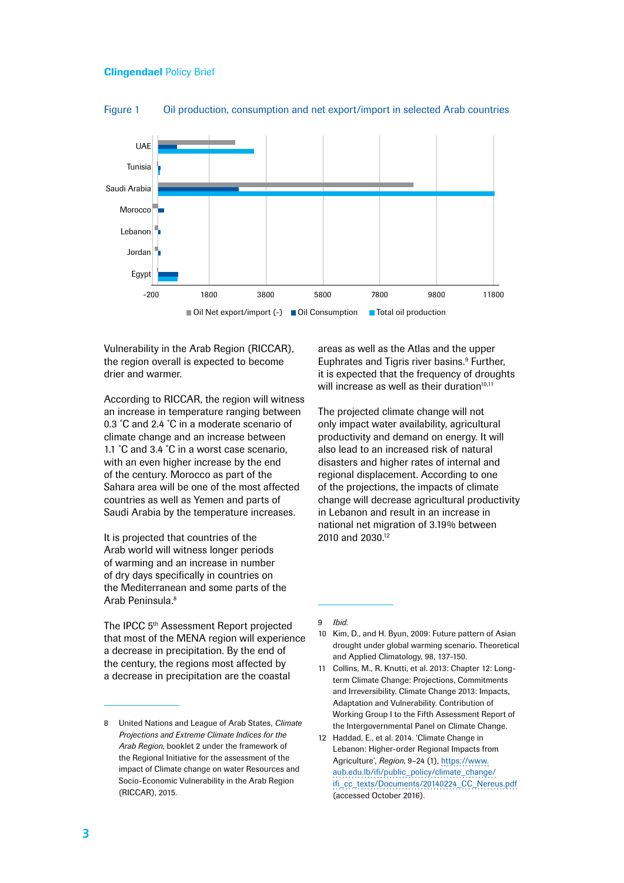Figure 1 Oil production, consumption and net export/import in selected Arab countries

Vulnerability in the Arab Region (RICCAR), the region overall is expected to become drier and warmer.

According to RICCAR, the region will witness an increase in temperature ranging between 0.3 ˚C and 2.4 ˚C in a moderate scenario of climate change and an increase between 1.1 ˚C and 3.4 ˚C in a worst case scenario, with an even higher increase by the end of the century. Morocco as part of the Sahara area will be one of the most affected countries as well as Yemen and parts of Saudi Arabia by the temperature increases.

It is projected that countries of the Arab world will witness longer periods of warming and an increase in number of dry days specifically in countries on the Mediterranean and some parts of the Arab Peninsula.[8]

The IPCC 5th Assessment Report projected that most of the MENA region will experience a decrease in precipitation. By the end of the century, the regions most affected by a decrease in precipitation are the coastal areas as well as the Atlas and the upper Euphrates and Tigris river basins.[9] Further, it is expected that the frequency of droughts will increase as well as their duration[10,11]

The projected climate change will not only impact water availability, agricultural productivity and demand on energy. It will also lead to an increased risk of natural disasters and higher rates of internal and regional displacement. According to one of the projections, the impacts of climate change will decrease agricultural productivity in Lebanon and result in an increase in national net migration of 3.19% between 2010 and 2030.[12]

---

8 United Nations and League of Arab States, *Climate Projections and Extreme Climate Indices for the Arab Region*, booklet 2 under the framework of the Regional Initiative for the assessment of the impact of Climate change on water Resources and Socio-Economic Vulnerability in the Arab Region (RICCAR), 2015.

9 *Ibid.*

10 Kim, D., and H. Byun, 2009: Future pattern of Asian drought under global warming scenario. Theoretical and Applied Climatology, 98, 137-150.

11 Collins, M., R. Knutti, et al. 2013: Chapter 12: Long-term Climate Change: Projections, Commitments and Irreversibility. Climate Change 2013: Impacts, Adaptation and Vulnerability. Contribution of Working Group I to the Fifth Assessment Report of the Intergovernmental Panel on Climate Change.

12 Haddad, E., et al. 2014. 'Climate Change in Lebanon: Higher-order Regional Impacts from Agriculture', *Region*, 9–24 (1), https://www.aub.edu.lb/ifi/public_policy/climate_change/ifi_cc_texts/Documents/20140224_CC_Nereus.pdf (accessed October 2016).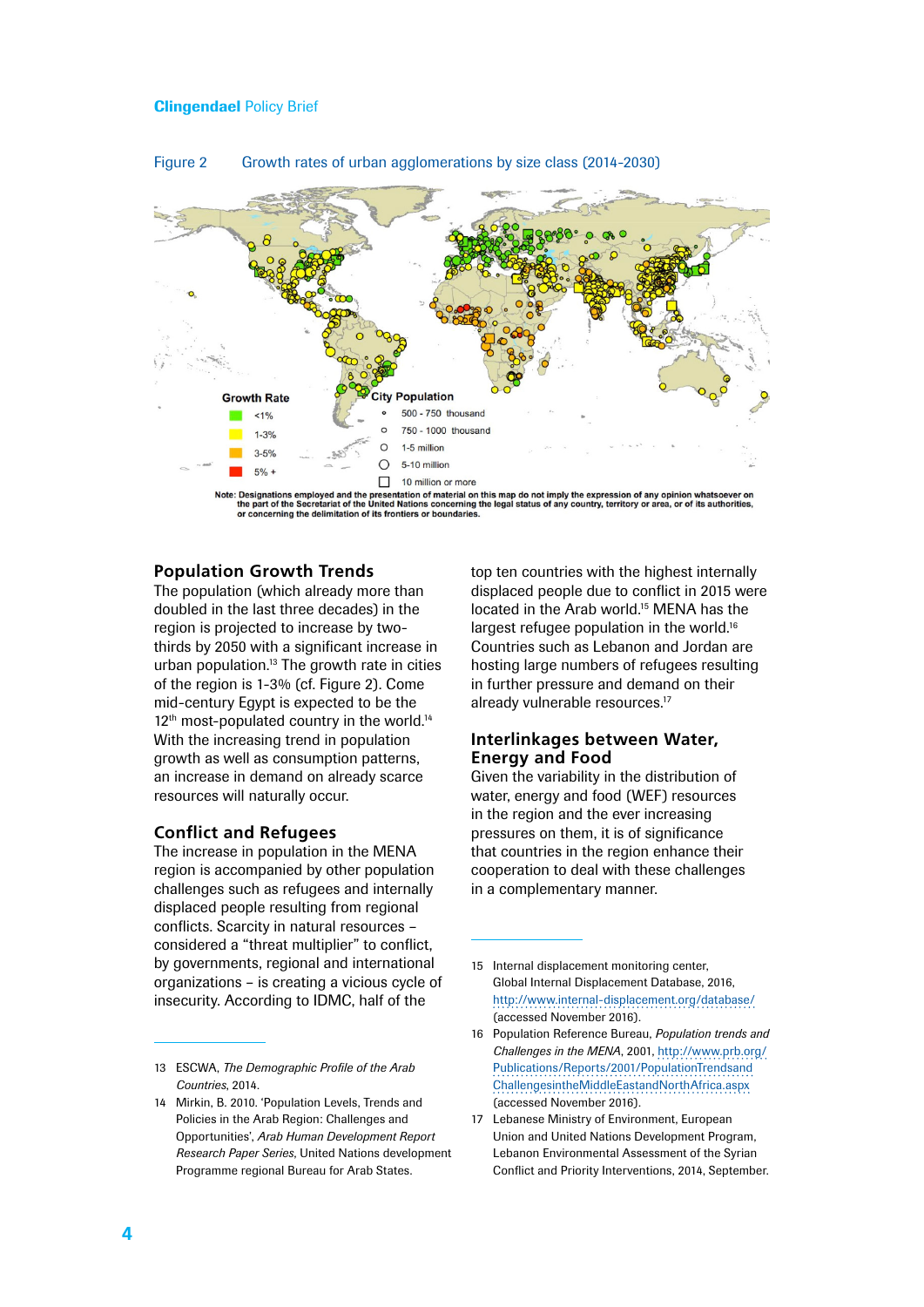Figure 2 Growth rates of urban agglomerations by size class (2014-2030)

Growth Rate

- <1%
- 1-3%
- 3-5%
- 5% +

City Population

- 500 - 750 thousand
- 750 - 1000 thousand
- 1-5 million
- 5-10 million
- 10 million or more

Note: Designations employed and the presentation of material on this map do not imply the expression of any opinion whatsoever on the part of the Secretariat of the United Nations concerning the legal status of any country, territory or area, or of its authorities, or concerning the delimitation of its frontiers or boundaries.

## Population Growth Trends

The population (which already more than doubled in the last three decades) in the region is projected to increase by two-thirds by 2050 with a significant increase in urban population.[13] The growth rate in cities of the region is 1-3% (cf. Figure 2). Come mid-century Egypt is expected to be the 12th most-populated country in the world.[14] With the increasing trend in population growth as well as consumption patterns, an increase in demand on already scarce resources will naturally occur.

## Conflict and Refugees

The increase in population in the MENA region is accompanied by other population challenges such as refugees and internally displaced people resulting from regional conflicts. Scarcity in natural resources – considered a "threat multiplier" to conflict, by governments, regional and international organizations – is creating a vicious cycle of insecurity. According to IDMC, half of the top ten countries with the highest internally displaced people due to conflict in 2015 were located in the Arab world.[15] MENA has the largest refugee population in the world.[16] Countries such as Lebanon and Jordan are hosting large numbers of refugees resulting in further pressure and demand on their already vulnerable resources.[17]

## Interlinkages between Water, Energy and Food

Given the variability in the distribution of water, energy and food (WEF) resources in the region and the ever increasing pressures on them, it is of significance that countries in the region enhance their cooperation to deal with these challenges in a complementary manner.

---

13 ESCWA, *The Demographic Profile of the Arab Countries*, 2014.

14 Mirkin, B. 2010. 'Population Levels, Trends and Policies in the Arab Region: Challenges and Opportunities', *Arab Human Development Report Research Paper Series*, United Nations development Programme regional Bureau for Arab States.

15 Internal displacement monitoring center, Global Internal Displacement Database, 2016, http://www.internal-displacement.org/database/ (accessed November 2016).

16 Population Reference Bureau, *Population trends and Challenges in the MENA*, 2001, http://www.prb.org/Publications/Reports/2001/PopulationTrendsandChallengesintheMiddleEastandNorthAfrica.aspx (accessed November 2016).

17 Lebanese Ministry of Environment, European Union and United Nations Development Program, Lebanon Environmental Assessment of the Syrian Conflict and Priority Interventions, 2014, September.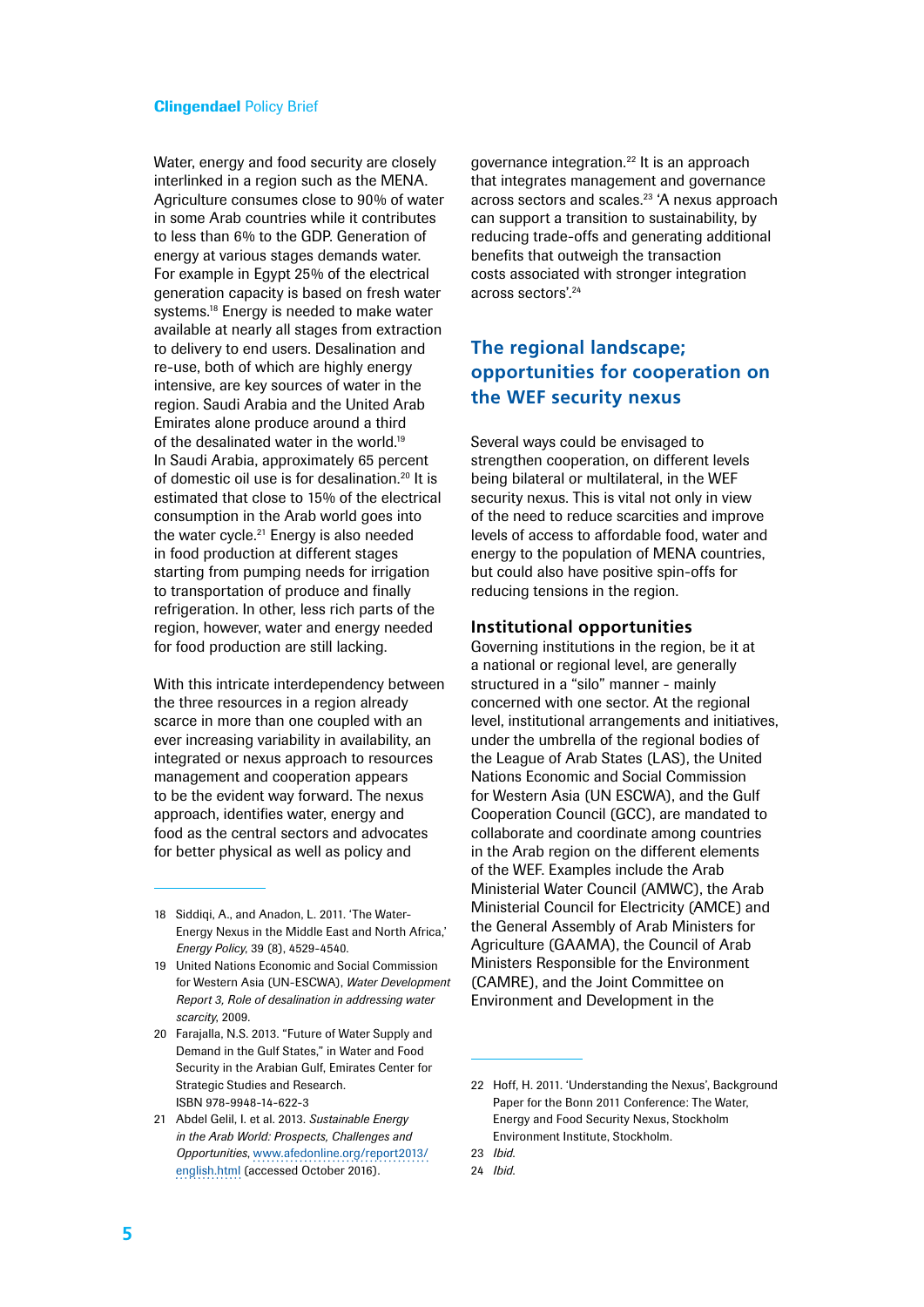Water, energy and food security are closely interlinked in a region such as the MENA. Agriculture consumes close to 90% of water in some Arab countries while it contributes to less than 6% to the GDP. Generation of energy at various stages demands water. For example in Egypt 25% of the electrical generation capacity is based on fresh water systems.[18] Energy is needed to make water available at nearly all stages from extraction to delivery to end users. Desalination and re-use, both of which are highly energy intensive, are key sources of water in the region. Saudi Arabia and the United Arab Emirates alone produce around a third of the desalinated water in the world.[19] In Saudi Arabia, approximately 65 percent of domestic oil use is for desalination.[20] It is estimated that close to 15% of the electrical consumption in the Arab world goes into the water cycle.[21] Energy is also needed in food production at different stages starting from pumping needs for irrigation to transportation of produce and finally refrigeration. In other, less rich parts of the region, however, water and energy needed for food production are still lacking.

With this intricate interdependency between the three resources in a region already scarce in more than one coupled with an ever increasing variability in availability, an integrated or nexus approach to resources management and cooperation appears to be the evident way forward. The nexus approach, identifies water, energy and food as the central sectors and advocates for better physical as well as policy and governance integration.[22] It is an approach that integrates management and governance across sectors and scales.[23] 'A nexus approach can support a transition to sustainability, by reducing trade-offs and generating additional benefits that outweigh the transaction costs associated with stronger integration across sectors'.[24]

## The regional landscape; opportunities for cooperation on the WEF security nexus

Several ways could be envisaged to strengthen cooperation, on different levels being bilateral or multilateral, in the WEF security nexus. This is vital not only in view of the need to reduce scarcities and improve levels of access to affordable food, water and energy to the population of MENA countries, but could also have positive spin-offs for reducing tensions in the region.

### Institutional opportunities

Governing institutions in the region, be it at a national or regional level, are generally structured in a "silo" manner - mainly concerned with one sector. At the regional level, institutional arrangements and initiatives, under the umbrella of the regional bodies of the League of Arab States (LAS), the United Nations Economic and Social Commission for Western Asia (UN ESCWA), and the Gulf Cooperation Council (GCC), are mandated to collaborate and coordinate among countries in the Arab region on the different elements of the WEF. Examples include the Arab Ministerial Water Council (AMWC), the Arab Ministerial Council for Electricity (AMCE) and the General Assembly of Arab Ministers for Agriculture (GAAMA), the Council of Arab Ministers Responsible for the Environment (CAMRE), and the Joint Committee on Environment and Development in the

---

18 Siddiqi, A., and Anadon, L. 2011. 'The Water-Energy Nexus in the Middle East and North Africa,' *Energy Policy*, 39 (8), 4529-4540.

19 United Nations Economic and Social Commission for Western Asia (UN-ESCWA), *Water Development Report 3, Role of desalination in addressing water scarcity*, 2009.

20 Farajalla, N.S. 2013. "Future of Water Supply and Demand in the Gulf States," in Water and Food Security in the Arabian Gulf, Emirates Center for Strategic Studies and Research. ISBN 978-9948-14-622-3

21 Abdel Gelil, I. et al. 2013. *Sustainable Energy in the Arab World: Prospects, Challenges and Opportunities*, www.afedonline.org/report2013/english.html (accessed October 2016).

22 Hoff, H. 2011. 'Understanding the Nexus', Background Paper for the Bonn 2011 Conference: The Water, Energy and Food Security Nexus, Stockholm Environment Institute, Stockholm.

23 *Ibid.*

24 *Ibid.*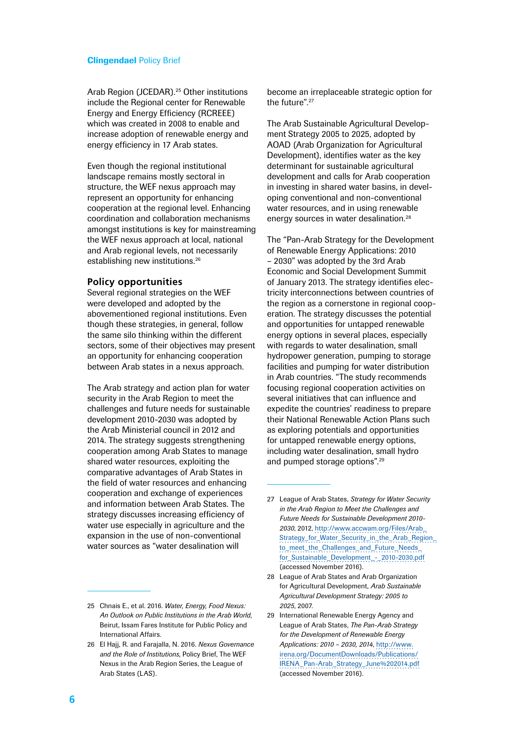Arab Region (JCEDAR).[25] Other institutions include the Regional center for Renewable Energy and Energy Efficiency (RCREEE) which was created in 2008 to enable and increase adoption of renewable energy and energy efficiency in 17 Arab states.

Even though the regional institutional landscape remains mostly sectoral in structure, the WEF nexus approach may represent an opportunity for enhancing cooperation at the regional level. Enhancing coordination and collaboration mechanisms amongst institutions is key for mainstreaming the WEF nexus approach at local, national and Arab regional levels, not necessarily establishing new institutions.[26]

### Policy opportunities

Several regional strategies on the WEF were developed and adopted by the abovementioned regional institutions. Even though these strategies, in general, follow the same silo thinking within the different sectors, some of their objectives may present an opportunity for enhancing cooperation between Arab states in a nexus approach.

The Arab strategy and action plan for water security in the Arab Region to meet the challenges and future needs for sustainable development 2010-2030 was adopted by the Arab Ministerial council in 2012 and 2014. The strategy suggests strengthening cooperation among Arab States to manage shared water resources, exploiting the comparative advantages of Arab States in the field of water resources and enhancing cooperation and exchange of experiences and information between Arab States. The strategy discusses increasing efficiency of water use especially in agriculture and the expansion in the use of non-conventional water sources as "water desalination will become an irreplaceable strategic option for the future".[27]

The Arab Sustainable Agricultural Development Strategy 2005 to 2025, adopted by AOAD (Arab Organization for Agricultural Development), identifies water as the key determinant for sustainable agricultural development and calls for Arab cooperation in investing in shared water basins, in developing conventional and non-conventional water resources, and in using renewable energy sources in water desalination.[28]

The "Pan-Arab Strategy for the Development of Renewable Energy Applications: 2010 – 2030" was adopted by the 3rd Arab Economic and Social Development Summit of January 2013. The strategy identifies electricity interconnections between countries of the region as a cornerstone in regional cooperation. The strategy discusses the potential and opportunities for untapped renewable energy options in several places, especially with regards to water desalination, small hydropower generation, pumping to storage facilities and pumping for water distribution in Arab countries. "The study recommends focusing regional cooperation activities on several initiatives that can influence and expedite the countries' readiness to prepare their National Renewable Action Plans such as exploring potentials and opportunities for untapped renewable energy options, including water desalination, small hydro and pumped storage options".[29]

---

25 Chnais E., et al. 2016. *Water, Energy, Food Nexus: An Outlook on Public Institutions in the Arab World*, Beirut, Issam Fares Institute for Public Policy and International Affairs.

26 El Hajj, R. and Farajalla, N. 2016. *Nexus Governance and the Role of Institutions*, Policy Brief, The WEF Nexus in the Arab Region Series, the League of Arab States (LAS).

27 League of Arab States, *Strategy for Water Security in the Arab Region to Meet the Challenges and Future Needs for Sustainable Development 2010-2030*, 2012, http://www.accwam.org/Files/Arab_Strategy_for_Water_Security_in_the_Arab_Region_to_meet_the_Challenges_and_Future_Needs_for_Sustainable_Development_-_2010-2030.pdf (accessed November 2016).

28 League of Arab States and Arab Organization for Agricultural Development, *Arab Sustainable Agricultural Development Strategy: 2005 to 2025*, 2007.

29 International Renewable Energy Agency and League of Arab States, *The Pan-Arab Strategy for the Development of Renewable Energy Applications: 2010 – 2030, 2014*, http://www.irena.org/DocumentDownloads/Publications/IRENA_Pan-Arab_Strategy_June%202014.pdf (accessed November 2016).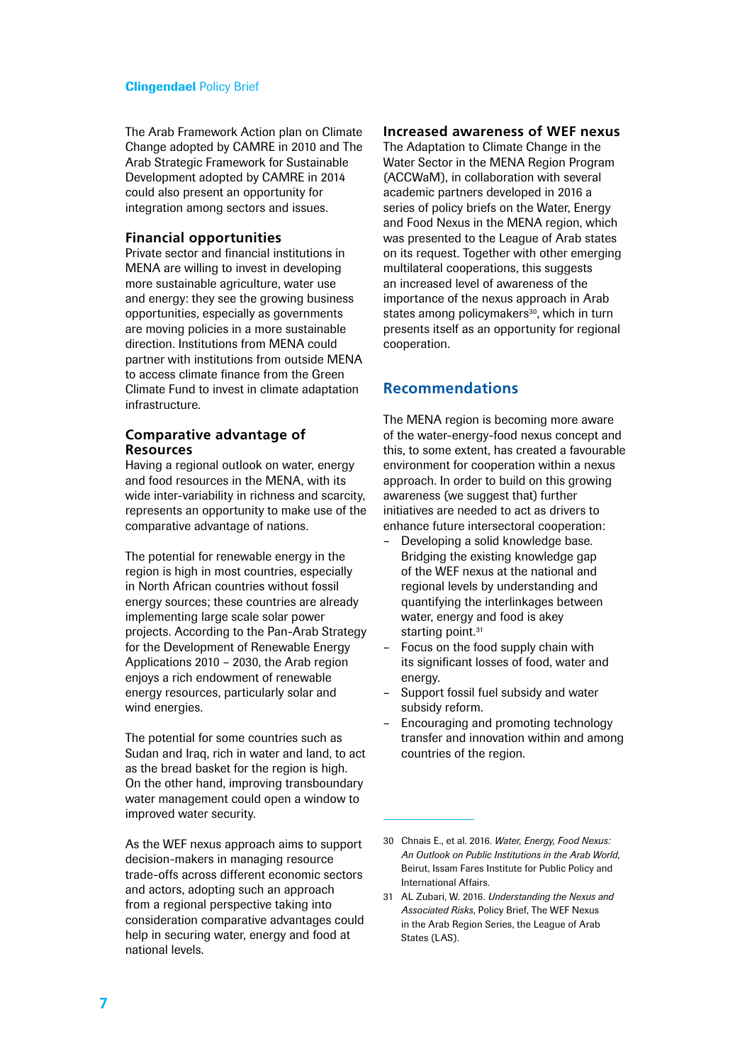The Arab Framework Action plan on Climate Change adopted by CAMRE in 2010 and The Arab Strategic Framework for Sustainable Development adopted by CAMRE in 2014 could also present an opportunity for integration among sectors and issues.

### Financial opportunities

Private sector and financial institutions in MENA are willing to invest in developing more sustainable agriculture, water use and energy: they see the growing business opportunities, especially as governments are moving policies in a more sustainable direction. Institutions from MENA could partner with institutions from outside MENA to access climate finance from the Green Climate Fund to invest in climate adaptation infrastructure.

### Comparative advantage of Resources

Having a regional outlook on water, energy and food resources in the MENA, with its wide inter-variability in richness and scarcity, represents an opportunity to make use of the comparative advantage of nations.

The potential for renewable energy in the region is high in most countries, especially in North African countries without fossil energy sources; these countries are already implementing large scale solar power projects. According to the Pan-Arab Strategy for the Development of Renewable Energy Applications 2010 – 2030, the Arab region enjoys a rich endowment of renewable energy resources, particularly solar and wind energies.

The potential for some countries such as Sudan and Iraq, rich in water and land, to act as the bread basket for the region is high. On the other hand, improving transboundary water management could open a window to improved water security.

As the WEF nexus approach aims to support decision-makers in managing resource trade-offs across different economic sectors and actors, adopting such an approach from a regional perspective taking into consideration comparative advantages could help in securing water, energy and food at national levels.

### Increased awareness of WEF nexus

The Adaptation to Climate Change in the Water Sector in the MENA Region Program (ACCWaM), in collaboration with several academic partners developed in 2016 a series of policy briefs on the Water, Energy and Food Nexus in the MENA region, which was presented to the League of Arab states on its request. Together with other emerging multilateral cooperations, this suggests an increased level of awareness of the importance of the nexus approach in Arab states among policymakers[30], which in turn presents itself as an opportunity for regional cooperation.

## Recommendations

The MENA region is becoming more aware of the water-energy-food nexus concept and this, to some extent, has created a favourable environment for cooperation within a nexus approach. In order to build on this growing awareness (we suggest that) further initiatives are needed to act as drivers to enhance future intersectoral cooperation:

- Developing a solid knowledge base. Bridging the existing knowledge gap of the WEF nexus at the national and regional levels by understanding and quantifying the interlinkages between water, energy and food is akey starting point.[31]
- Focus on the food supply chain with its significant losses of food, water and energy.
- Support fossil fuel subsidy and water subsidy reform.
- Encouraging and promoting technology transfer and innovation within and among countries of the region.

---

30 Chnais E., et al. 2016. *Water, Energy, Food Nexus: An Outlook on Public Institutions in the Arab World*, Beirut, Issam Fares Institute for Public Policy and International Affairs.

31 AL Zubari, W. 2016. *Understanding the Nexus and Associated Risks*, Policy Brief, The WEF Nexus in the Arab Region Series, the League of Arab States (LAS).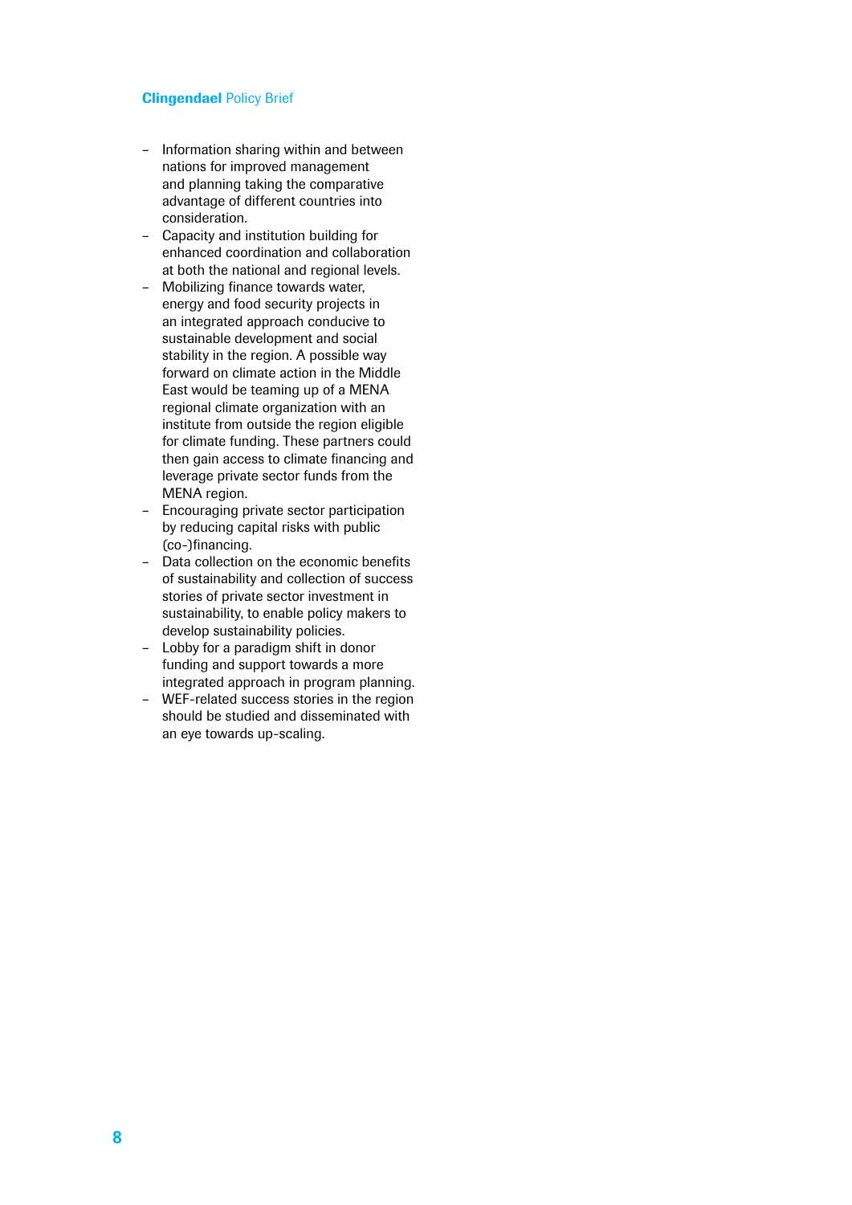- Information sharing within and between nations for improved management and planning taking the comparative advantage of different countries into consideration.
- Capacity and institution building for enhanced coordination and collaboration at both the national and regional levels.
- Mobilizing finance towards water, energy and food security projects in an integrated approach conducive to sustainable development and social stability in the region. A possible way forward on climate action in the Middle East would be teaming up of a MENA regional climate organization with an institute from outside the region eligible for climate funding. These partners could then gain access to climate financing and leverage private sector funds from the MENA region.
- Encouraging private sector participation by reducing capital risks with public (co-)financing.
- Data collection on the economic benefits of sustainability and collection of success stories of private sector investment in sustainability, to enable policy makers to develop sustainability policies.
- Lobby for a paradigm shift in donor funding and support towards a more integrated approach in program planning.
- WEF-related success stories in the region should be studied and disseminated with an eye towards up-scaling.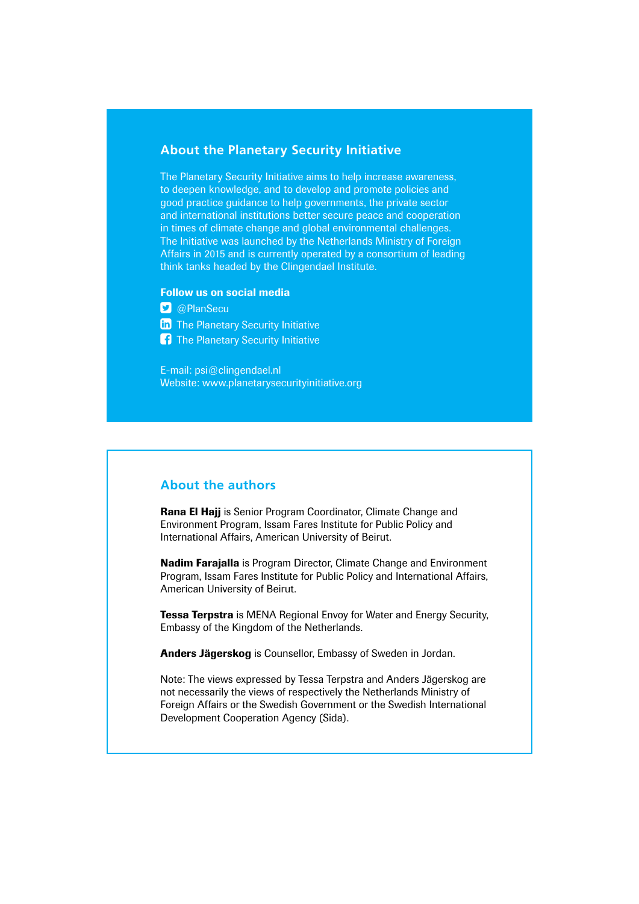## About the Planetary Security Initiative

The Planetary Security Initiative aims to help increase awareness, to deepen knowledge, and to develop and promote policies and good practice guidance to help governments, the private sector and international institutions better secure peace and cooperation in times of climate change and global environmental challenges. The Initiative was launched by the Netherlands Ministry of Foreign Affairs in 2015 and is currently operated by a consortium of leading think tanks headed by the Clingendael Institute.

**Follow us on social media**

@PlanSecu

The Planetary Security Initiative

The Planetary Security Initiative

E-mail: psi@clingendael.nl
Website: www.planetarysecurityinitiative.org

## About the authors

**Rana El Hajj** is Senior Program Coordinator, Climate Change and Environment Program, Issam Fares Institute for Public Policy and International Affairs, American University of Beirut.

**Nadim Farajalla** is Program Director, Climate Change and Environment Program, Issam Fares Institute for Public Policy and International Affairs, American University of Beirut.

**Tessa Terpstra** is MENA Regional Envoy for Water and Energy Security, Embassy of the Kingdom of the Netherlands.

**Anders Jägerskog** is Counsellor, Embassy of Sweden in Jordan.

Note: The views expressed by Tessa Terpstra and Anders Jägerskog are not necessarily the views of respectively the Netherlands Ministry of Foreign Affairs or the Swedish Government or the Swedish International Development Cooperation Agency (Sida).